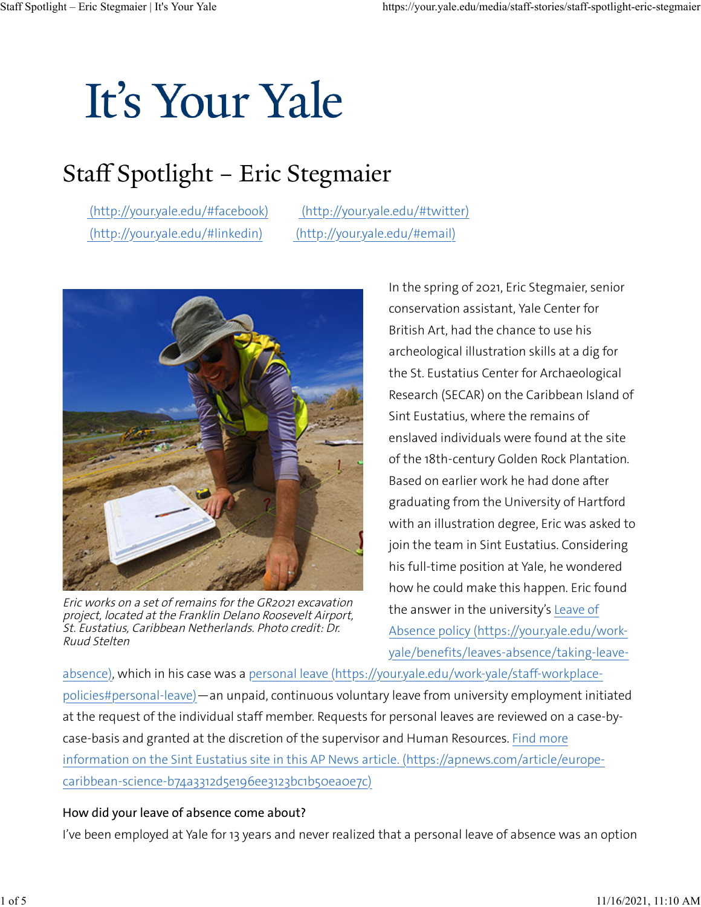# It's Your Yale

## Staff Spotlight – Eric Stegmaier

(http://your.yale.edu/#facebook) (http://your.yale.edu/#twitter)
(http://your.yale.edu/#linkedin) (http://your.yale.edu/#email)

*Eric works on a set of remains for the GR2021 excavation project, located at the Franklin Delano Roosevelt Airport, St. Eustatius, Caribbean Netherlands. Photo credit: Dr. Ruud Stelten*

In the spring of 2021, Eric Stegmaier, senior conservation assistant, Yale Center for British Art, had the chance to use his archeological illustration skills at a dig for the St. Eustatius Center for Archaeological Research (SECAR) on the Caribbean Island of Sint Eustatius, where the remains of enslaved individuals were found at the site of the 18th-century Golden Rock Plantation. Based on earlier work he had done after graduating from the University of Hartford with an illustration degree, Eric was asked to join the team in Sint Eustatius. Considering his full-time position at Yale, he wondered how he could make this happen. Eric found the answer in the university's Leave of Absence policy (https://your.yale.edu/work-yale/benefits/leaves-absence/taking-leave-absence), which in his case was a personal leave (https://your.yale.edu/work-yale/staff-workplace-policies#personal-leave)—an unpaid, continuous voluntary leave from university employment initiated at the request of the individual staff member. Requests for personal leaves are reviewed on a case-by-case-basis and granted at the discretion of the supervisor and Human Resources. Find more information on the Sint Eustatius site in this AP News article. (https://apnews.com/article/europe-caribbean-science-b74a3312d5e196ee3123bc1b50ea0e7c)

**How did your leave of absence come about?**

I've been employed at Yale for 13 years and never realized that a personal leave of absence was an option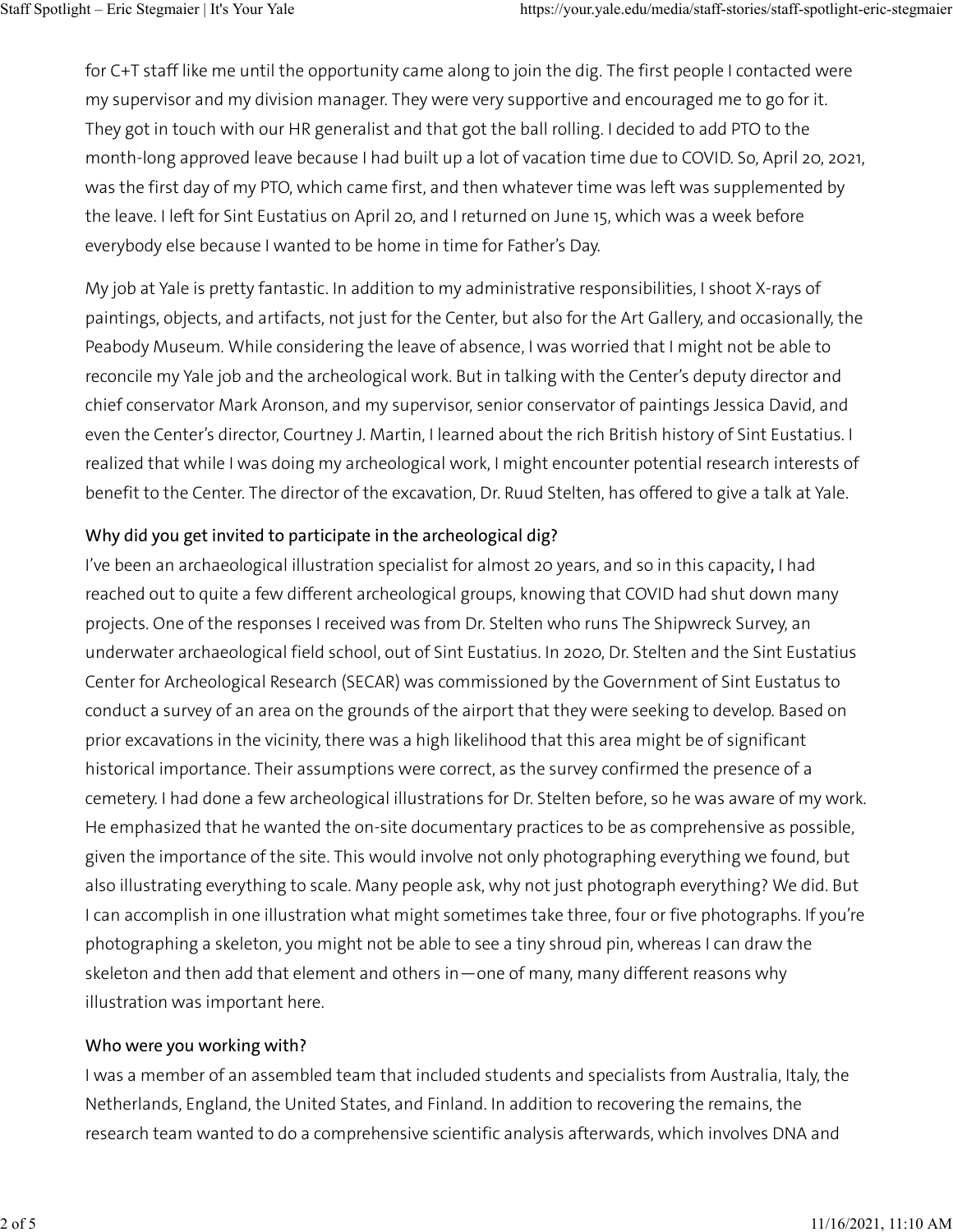for C+T staff like me until the opportunity came along to join the dig. The first people I contacted were my supervisor and my division manager. They were very supportive and encouraged me to go for it. They got in touch with our HR generalist and that got the ball rolling. I decided to add PTO to the month-long approved leave because I had built up a lot of vacation time due to COVID. So, April 20, 2021, was the first day of my PTO, which came first, and then whatever time was left was supplemented by the leave. I left for Sint Eustatius on April 20, and I returned on June 15, which was a week before everybody else because I wanted to be home in time for Father's Day.

My job at Yale is pretty fantastic. In addition to my administrative responsibilities, I shoot X-rays of paintings, objects, and artifacts, not just for the Center, but also for the Art Gallery, and occasionally, the Peabody Museum. While considering the leave of absence, I was worried that I might not be able to reconcile my Yale job and the archeological work. But in talking with the Center's deputy director and chief conservator Mark Aronson, and my supervisor, senior conservator of paintings Jessica David, and even the Center's director, Courtney J. Martin, I learned about the rich British history of Sint Eustatius. I realized that while I was doing my archeological work, I might encounter potential research interests of benefit to the Center. The director of the excavation, Dr. Ruud Stelten, has offered to give a talk at Yale.

### Why did you get invited to participate in the archeological dig?

I've been an archaeological illustration specialist for almost 20 years, and so in this capacity, I had reached out to quite a few different archeological groups, knowing that COVID had shut down many projects. One of the responses I received was from Dr. Stelten who runs The Shipwreck Survey, an underwater archaeological field school, out of Sint Eustatius. In 2020, Dr. Stelten and the Sint Eustatius Center for Archeological Research (SECAR) was commissioned by the Government of Sint Eustatus to conduct a survey of an area on the grounds of the airport that they were seeking to develop. Based on prior excavations in the vicinity, there was a high likelihood that this area might be of significant historical importance. Their assumptions were correct, as the survey confirmed the presence of a cemetery. I had done a few archeological illustrations for Dr. Stelten before, so he was aware of my work. He emphasized that he wanted the on-site documentary practices to be as comprehensive as possible, given the importance of the site. This would involve not only photographing everything we found, but also illustrating everything to scale. Many people ask, why not just photograph everything? We did. But I can accomplish in one illustration what might sometimes take three, four or five photographs. If you're photographing a skeleton, you might not be able to see a tiny shroud pin, whereas I can draw the skeleton and then add that element and others in—one of many, many different reasons why illustration was important here.

### Who were you working with?

I was a member of an assembled team that included students and specialists from Australia, Italy, the Netherlands, England, the United States, and Finland. In addition to recovering the remains, the research team wanted to do a comprehensive scientific analysis afterwards, which involves DNA and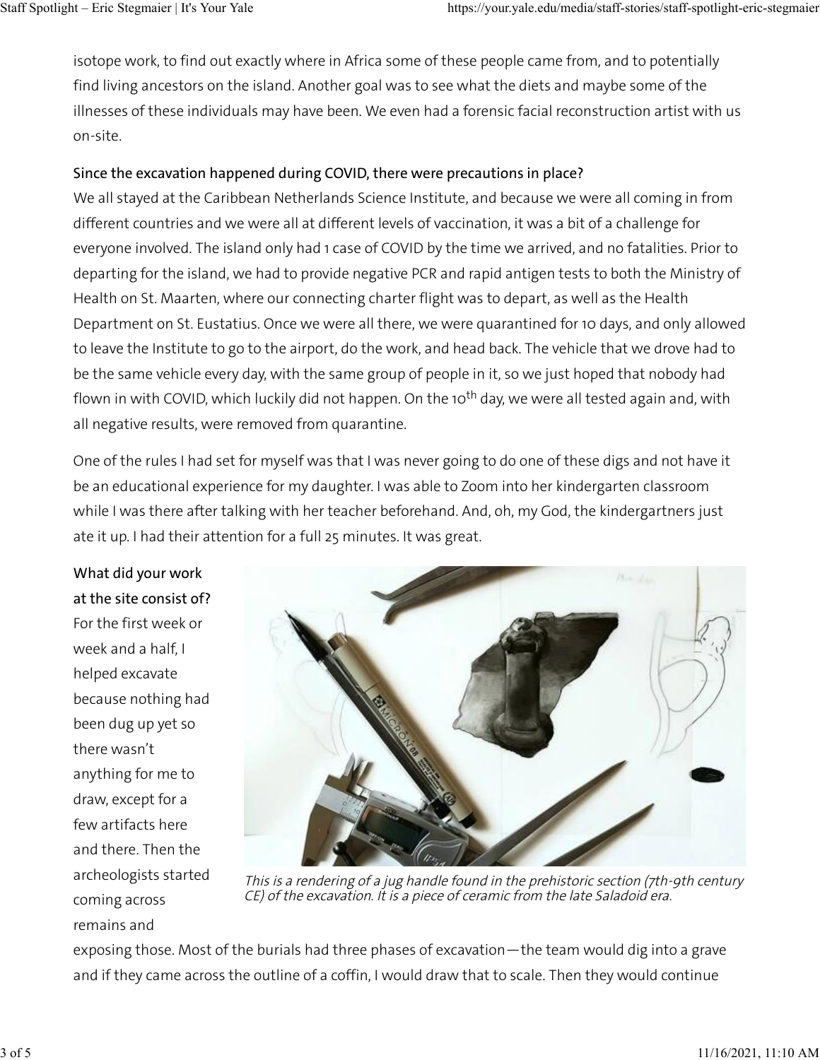isotope work, to find out exactly where in Africa some of these people came from, and to potentially find living ancestors on the island. Another goal was to see what the diets and maybe some of the illnesses of these individuals may have been. We even had a forensic facial reconstruction artist with us on-site.

**Since the excavation happened during COVID, there were precautions in place?**

We all stayed at the Caribbean Netherlands Science Institute, and because we were all coming in from different countries and we were all at different levels of vaccination, it was a bit of a challenge for everyone involved. The island only had 1 case of COVID by the time we arrived, and no fatalities. Prior to departing for the island, we had to provide negative PCR and rapid antigen tests to both the Ministry of Health on St. Maarten, where our connecting charter flight was to depart, as well as the Health Department on St. Eustatius. Once we were all there, we were quarantined for 10 days, and only allowed to leave the Institute to go to the airport, do the work, and head back. The vehicle that we drove had to be the same vehicle every day, with the same group of people in it, so we just hoped that nobody had flown in with COVID, which luckily did not happen. On the 10th day, we were all tested again and, with all negative results, were removed from quarantine.

One of the rules I had set for myself was that I was never going to do one of these digs and not have it be an educational experience for my daughter. I was able to Zoom into her kindergarten classroom while I was there after talking with her teacher beforehand. And, oh, my God, the kindergartners just ate it up. I had their attention for a full 25 minutes. It was great.

**What did your work at the site consist of?**

For the first week or week and a half, I helped excavate because nothing had been dug up yet so there wasn't anything for me to draw, except for a few artifacts here and there. Then the archeologists started coming across remains and exposing those. Most of the burials had three phases of excavation—the team would dig into a grave and if they came across the outline of a coffin, I would draw that to scale. Then they would continue

*This is a rendering of a jug handle found in the prehistoric section (7th-9th century CE) of the excavation. It is a piece of ceramic from the late Saladoid era.*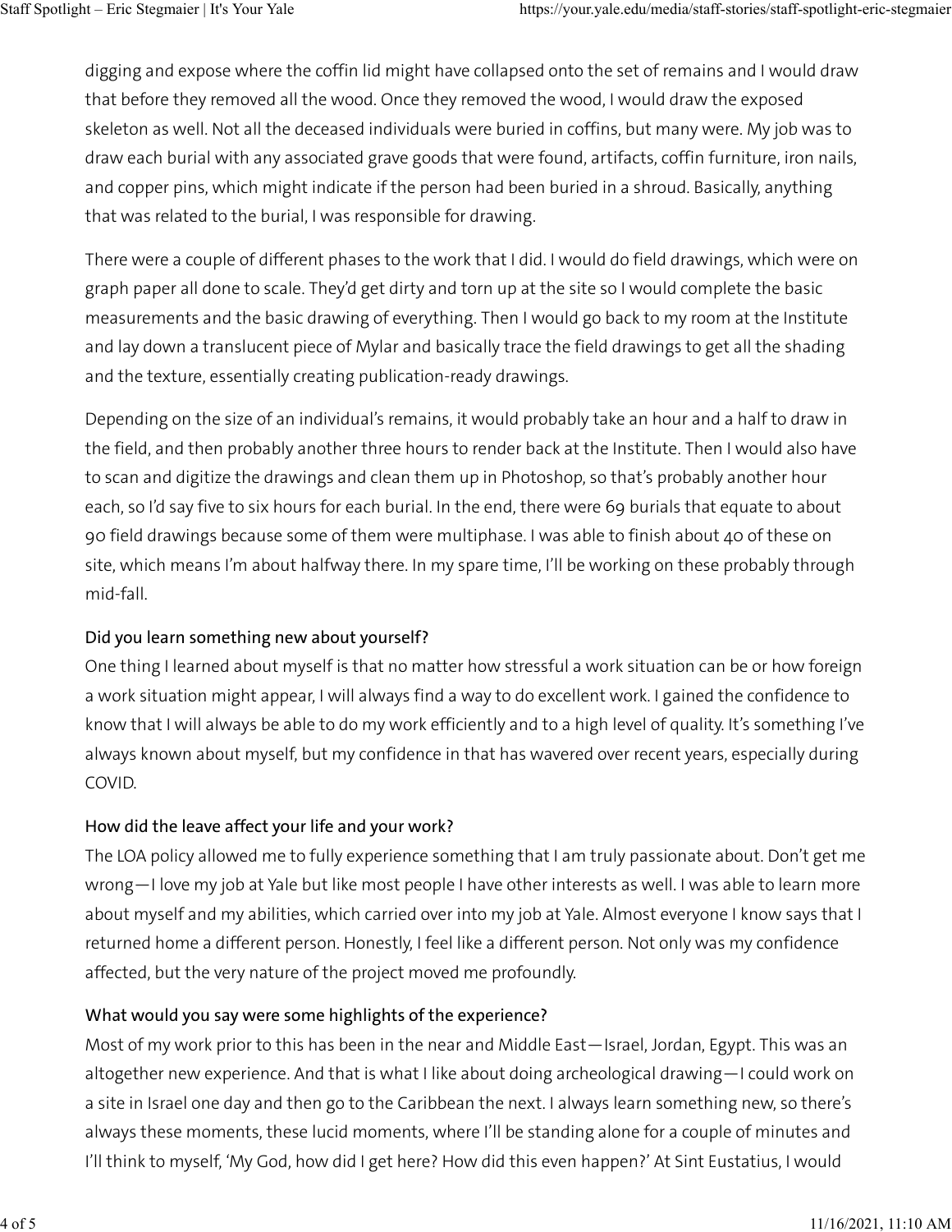digging and expose where the coffin lid might have collapsed onto the set of remains and I would draw that before they removed all the wood. Once they removed the wood, I would draw the exposed skeleton as well. Not all the deceased individuals were buried in coffins, but many were. My job was to draw each burial with any associated grave goods that were found, artifacts, coffin furniture, iron nails, and copper pins, which might indicate if the person had been buried in a shroud. Basically, anything that was related to the burial, I was responsible for drawing.

There were a couple of different phases to the work that I did. I would do field drawings, which were on graph paper all done to scale. They'd get dirty and torn up at the site so I would complete the basic measurements and the basic drawing of everything. Then I would go back to my room at the Institute and lay down a translucent piece of Mylar and basically trace the field drawings to get all the shading and the texture, essentially creating publication-ready drawings.

Depending on the size of an individual's remains, it would probably take an hour and a half to draw in the field, and then probably another three hours to render back at the Institute. Then I would also have to scan and digitize the drawings and clean them up in Photoshop, so that's probably another hour each, so I'd say five to six hours for each burial. In the end, there were 69 burials that equate to about 90 field drawings because some of them were multiphase. I was able to finish about 40 of these on site, which means I'm about halfway there. In my spare time, I'll be working on these probably through mid-fall.

### Did you learn something new about yourself?

One thing I learned about myself is that no matter how stressful a work situation can be or how foreign a work situation might appear, I will always find a way to do excellent work. I gained the confidence to know that I will always be able to do my work efficiently and to a high level of quality. It's something I've always known about myself, but my confidence in that has wavered over recent years, especially during COVID.

### How did the leave affect your life and your work?

The LOA policy allowed me to fully experience something that I am truly passionate about. Don't get me wrong—I love my job at Yale but like most people I have other interests as well. I was able to learn more about myself and my abilities, which carried over into my job at Yale. Almost everyone I know says that I returned home a different person. Honestly, I feel like a different person. Not only was my confidence affected, but the very nature of the project moved me profoundly.

### What would you say were some highlights of the experience?

Most of my work prior to this has been in the near and Middle East—Israel, Jordan, Egypt. This was an altogether new experience. And that is what I like about doing archeological drawing—I could work on a site in Israel one day and then go to the Caribbean the next. I always learn something new, so there's always these moments, these lucid moments, where I'll be standing alone for a couple of minutes and I'll think to myself, 'My God, how did I get here? How did this even happen?' At Sint Eustatius, I would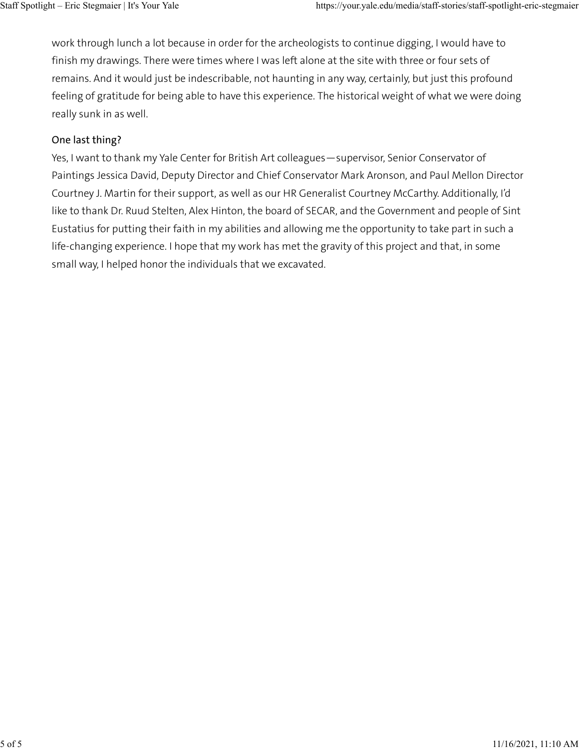work through lunch a lot because in order for the archeologists to continue digging, I would have to finish my drawings. There were times where I was left alone at the site with three or four sets of remains. And it would just be indescribable, not haunting in any way, certainly, but just this profound feeling of gratitude for being able to have this experience. The historical weight of what we were doing really sunk in as well.

### One last thing?

Yes, I want to thank my Yale Center for British Art colleagues—supervisor, Senior Conservator of Paintings Jessica David, Deputy Director and Chief Conservator Mark Aronson, and Paul Mellon Director Courtney J. Martin for their support, as well as our HR Generalist Courtney McCarthy. Additionally, I'd like to thank Dr. Ruud Stelten, Alex Hinton, the board of SECAR, and the Government and people of Sint Eustatius for putting their faith in my abilities and allowing me the opportunity to take part in such a life-changing experience. I hope that my work has met the gravity of this project and that, in some small way, I helped honor the individuals that we excavated.